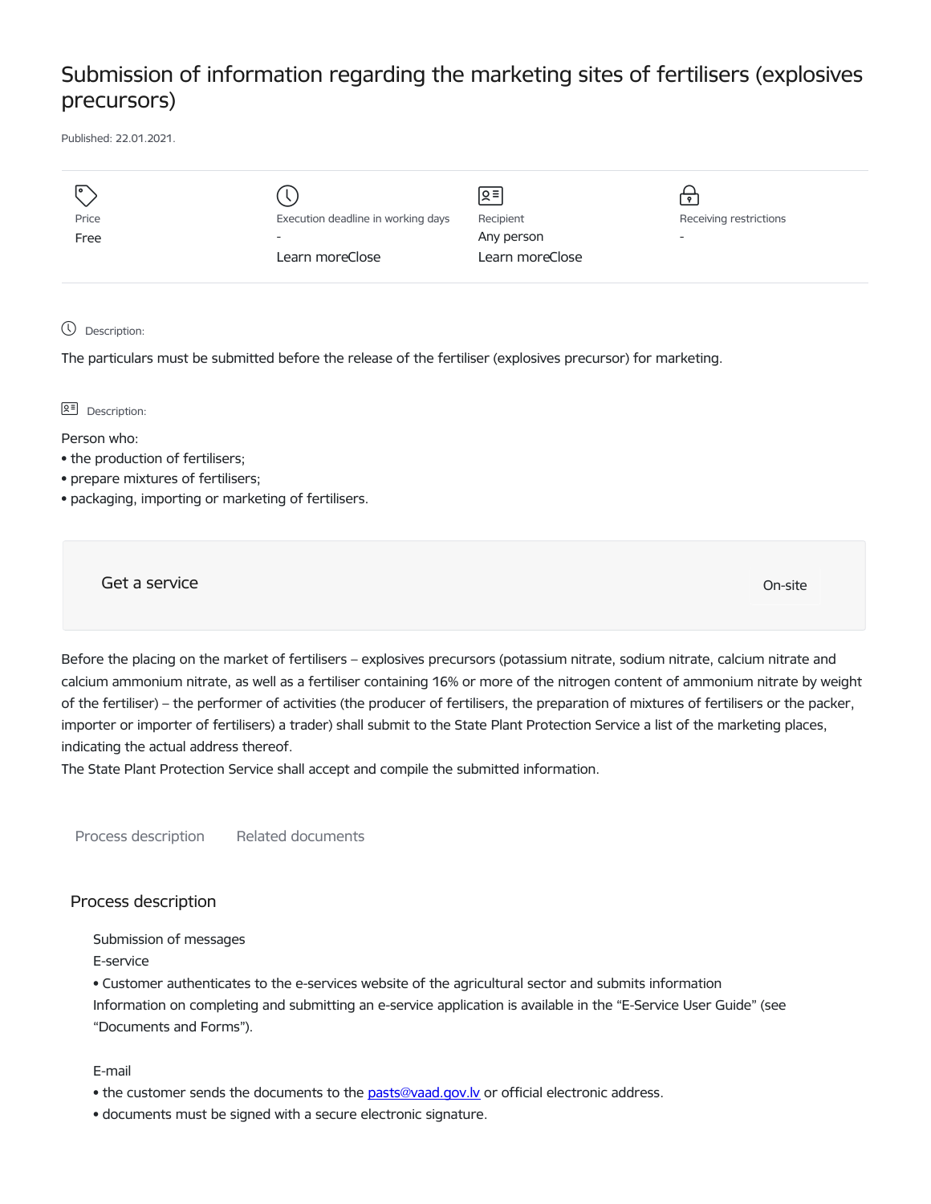# Submission of information regarding the marketing sites of fertilisers (explosives precursors)

Published: 22.01.2021.

| Price | Execution deadline in working days | Recipient | Receiving restrictions |
| --- | --- | --- | --- |
| Free | - | Any person | - |
| | Learn moreClose | Learn moreClose | |

Description:

The particulars must be submitted before the release of the fertiliser (explosives precursor) for marketing.

Description:

Person who:

- the production of fertilisers;
- prepare mixtures of fertilisers;
- packaging, importing or marketing of fertilisers.

Get a service

On-site

Before the placing on the market of fertilisers – explosives precursors (potassium nitrate, sodium nitrate, calcium nitrate and calcium ammonium nitrate, as well as a fertiliser containing 16% or more of the nitrogen content of ammonium nitrate by weight of the fertiliser) – the performer of activities (the producer of fertilisers, the preparation of mixtures of fertilisers or the packer, importer or importer of fertilisers) a trader) shall submit to the State Plant Protection Service a list of the marketing places, indicating the actual address thereof.
The State Plant Protection Service shall accept and compile the submitted information.

Process description | Related documents

## Process description

Submission of messages

E-service

- Customer authenticates to the e-services website of the agricultural sector and submits information

Information on completing and submitting an e-service application is available in the "E-Service User Guide" (see "Documents and Forms").

E-mail

- the customer sends the documents to the pasts@vaad.gov.lv or official electronic address.
- documents must be signed with a secure electronic signature.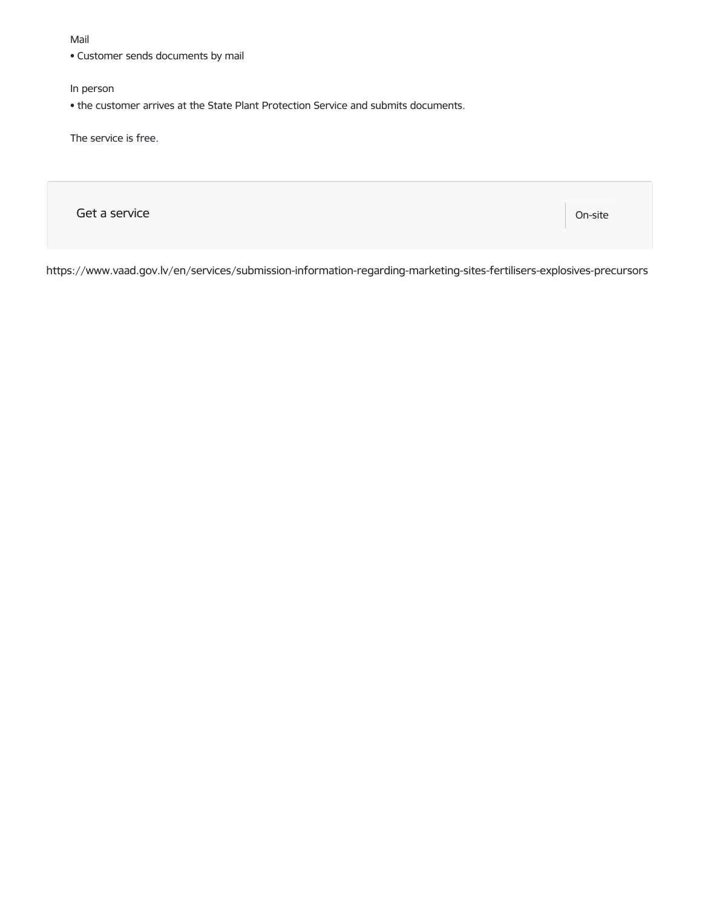Mail

- Customer sends documents by mail

In person

- the customer arrives at the State Plant Protection Service and submits documents.

The service is free.

Get a service

On-site

https://www.vaad.gov.lv/en/services/submission-information-regarding-marketing-sites-fertilisers-explosives-precursors